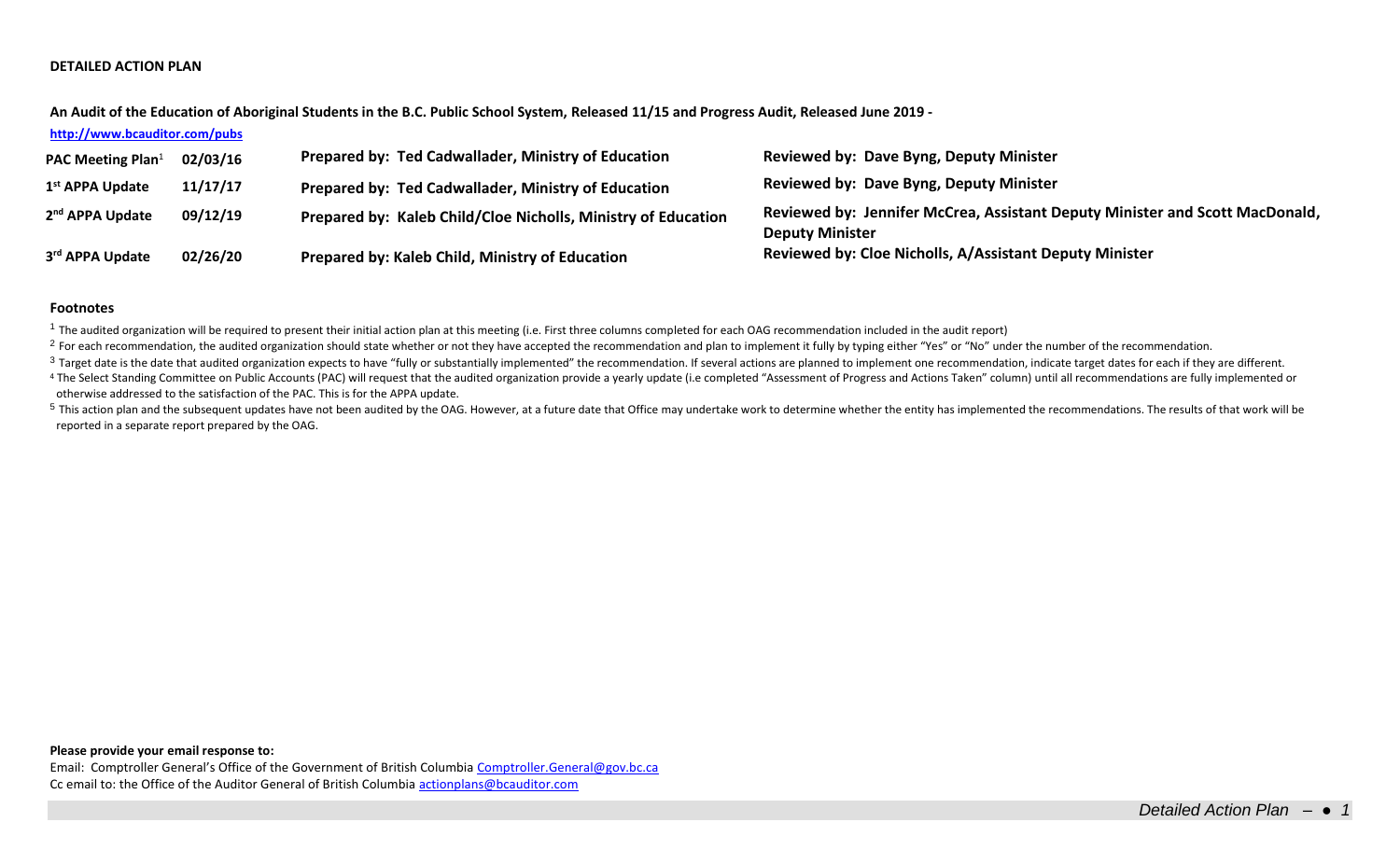**DETAILED ACTION PLAN**

**An Audit of the Education of Aboriginal Students in the B.C. Public School System, Released 11/15 and Progress Audit, Released June 2019 -**

**http://www.bcauditor.com/pubs**

| | | | |
|---|---|---|---|
| **PAC Meeting Plan**[1] | **02/03/16** | **Prepared by: Ted Cadwallader, Ministry of Education** | **Reviewed by: Dave Byng, Deputy Minister** |
| **1st APPA Update** | **11/17/17** | **Prepared by: Ted Cadwallader, Ministry of Education** | **Reviewed by: Dave Byng, Deputy Minister** |
| **2nd APPA Update** | **09/12/19** | **Prepared by: Kaleb Child/Cloe Nicholls, Ministry of Education** | **Reviewed by: Jennifer McCrea, Assistant Deputy Minister and Scott MacDonald, Deputy Minister** |
| **3rd APPA Update** | **02/26/20** | **Prepared by: Kaleb Child, Ministry of Education** | **Reviewed by: Cloe Nicholls, A/Assistant Deputy Minister** |

**Footnotes**

[1] The audited organization will be required to present their initial action plan at this meeting (i.e. First three columns completed for each OAG recommendation included in the audit report)

[2] For each recommendation, the audited organization should state whether or not they have accepted the recommendation and plan to implement it fully by typing either "Yes" or "No" under the number of the recommendation.

[3] Target date is the date that audited organization expects to have "fully or substantially implemented" the recommendation. If several actions are planned to implement one recommendation, indicate target dates for each if they are different.

[4] The Select Standing Committee on Public Accounts (PAC) will request that the audited organization provide a yearly update (i.e completed "Assessment of Progress and Actions Taken" column) until all recommendations are fully implemented or otherwise addressed to the satisfaction of the PAC. This is for the APPA update.

[5] This action plan and the subsequent updates have not been audited by the OAG. However, at a future date that Office may undertake work to determine whether the entity has implemented the recommendations. The results of that work will be reported in a separate report prepared by the OAG.

**Please provide your email response to:**

Email: Comptroller General's Office of the Government of British Columbia Comptroller.General@gov.bc.ca

Cc email to: the Office of the Auditor General of British Columbia actionplans@bcauditor.com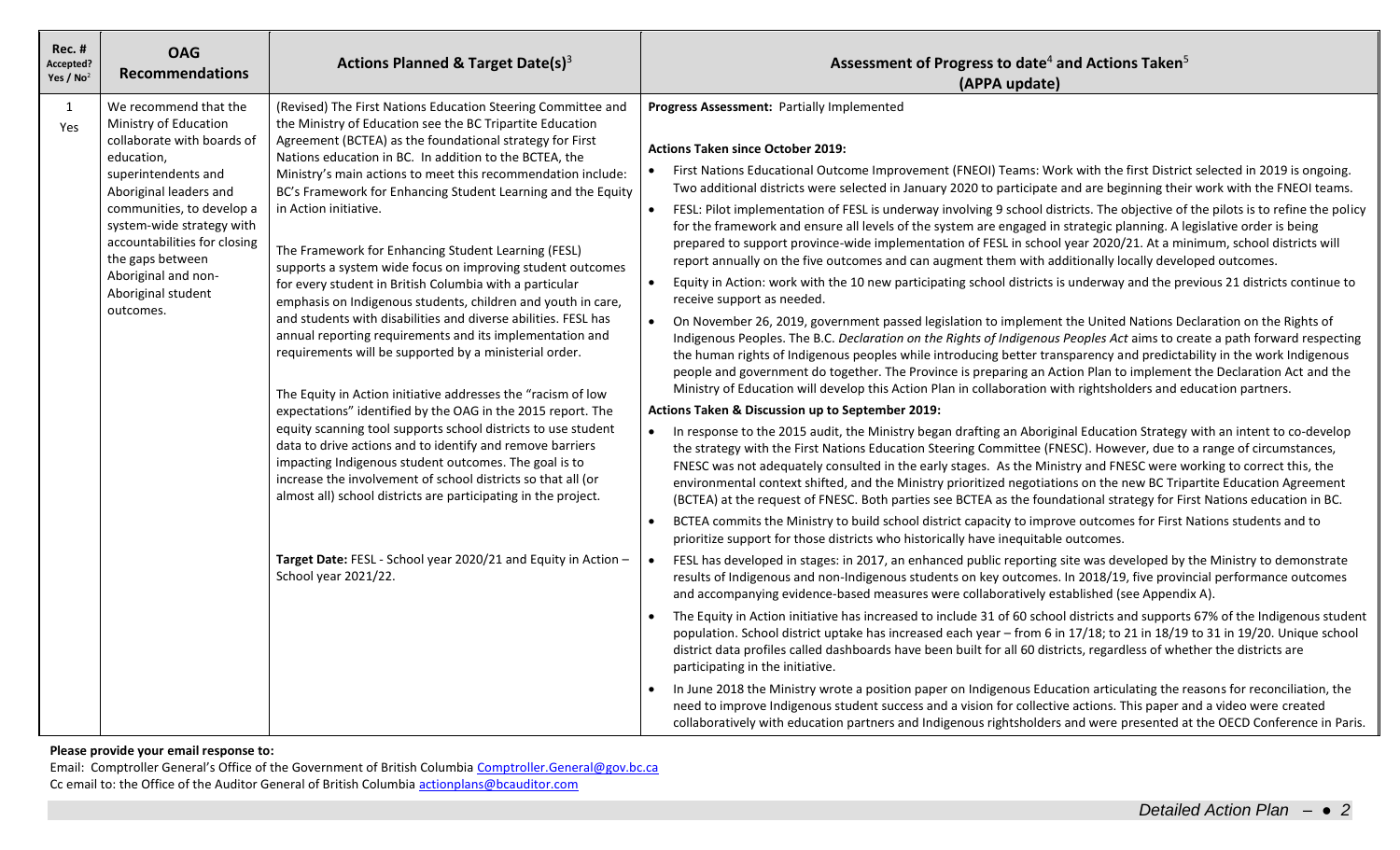| Rec. # Accepted? Yes / No[2] | OAG Recommendations | Actions Planned & Target Date(s)[3] | Assessment of Progress to date[4] and Actions Taken[5] (APPA update) |
|---|---|---|---|
| 1 Yes | We recommend that the Ministry of Education collaborate with boards of education, superintendents and Aboriginal leaders and communities, to develop a system-wide strategy with accountabilities for closing the gaps between Aboriginal and non-Aboriginal student outcomes. | (Revised) The First Nations Education Steering Committee and the Ministry of Education see the BC Tripartite Education Agreement (BCTEA) as the foundational strategy for First Nations education in BC. In addition to the BCTEA, the Ministry's main actions to meet this recommendation include: BC's Framework for Enhancing Student Learning and the Equity in Action initiative.<br><br>The Framework for Enhancing Student Learning (FESL) supports a system wide focus on improving student outcomes for every student in British Columbia with a particular emphasis on Indigenous students, children and youth in care, and students with disabilities and diverse abilities. FESL has annual reporting requirements and its implementation and requirements will be supported by a ministerial order.<br><br>The Equity in Action initiative addresses the "racism of low expectations" identified by the OAG in the 2015 report. The equity scanning tool supports school districts to use student data to drive actions and to identify and remove barriers impacting Indigenous student outcomes. The goal is to increase the involvement of school districts so that all (or almost all) school districts are participating in the project.<br><br>**Target Date:** FESL - School year 2020/21 and Equity in Action – School year 2021/22. | **Progress Assessment:** Partially Implemented<br><br>**Actions Taken since October 2019:**<br>• First Nations Educational Outcome Improvement (FNEOI) Teams: Work with the first District selected in 2019 is ongoing. Two additional districts were selected in January 2020 to participate and are beginning their work with the FNEOI teams.<br>• FESL: Pilot implementation of FESL is underway involving 9 school districts. The objective of the pilots is to refine the policy for the framework and ensure all levels of the system are engaged in strategic planning. A legislative order is being prepared to support province-wide implementation of FESL in school year 2020/21. At a minimum, school districts will report annually on the five outcomes and can augment them with additionally locally developed outcomes.<br>• Equity in Action: work with the 10 new participating school districts is underway and the previous 21 districts continue to receive support as needed.<br>• On November 26, 2019, government passed legislation to implement the United Nations Declaration on the Rights of Indigenous Peoples. The B.C. *Declaration on the Rights of Indigenous Peoples Act* aims to create a path forward respecting the human rights of Indigenous peoples while introducing better transparency and predictability in the work Indigenous people and government do together. The Province is preparing an Action Plan to implement the Declaration Act and the Ministry of Education will develop this Action Plan in collaboration with rightsholders and education partners.<br><br>**Actions Taken & Discussion up to September 2019:**<br>• In response to the 2015 audit, the Ministry began drafting an Aboriginal Education Strategy with an intent to co-develop the strategy with the First Nations Education Steering Committee (FNESC). However, due to a range of circumstances, FNESC was not adequately consulted in the early stages. As the Ministry and FNESC were working to correct this, the environmental context shifted, and the Ministry prioritized negotiations on the new BC Tripartite Education Agreement (BCTEA) at the request of FNESC. Both parties see BCTEA as the foundational strategy for First Nations education in BC.<br>• BCTEA commits the Ministry to build school district capacity to improve outcomes for First Nations students and to prioritize support for those districts who historically have inequitable outcomes.<br>• FESL has developed in stages: in 2017, an enhanced public reporting site was developed by the Ministry to demonstrate results of Indigenous and non-Indigenous students on key outcomes. In 2018/19, five provincial performance outcomes and accompanying evidence-based measures were collaboratively established (see Appendix A).<br>• The Equity in Action initiative has increased to include 31 of 60 school districts and supports 67% of the Indigenous student population. School district uptake has increased each year – from 6 in 17/18; to 21 in 18/19 to 31 in 19/20. Unique school district data profiles called dashboards have been built for all 60 districts, regardless of whether the districts are participating in the initiative.<br>• In June 2018 the Ministry wrote a position paper on Indigenous Education articulating the reasons for reconciliation, the need to improve Indigenous student success and a vision for collective actions. This paper and a video were created collaboratively with education partners and Indigenous rightsholders and were presented at the OECD Conference in Paris. |

**Please provide your email response to:**

Email: Comptroller General's Office of the Government of British Columbia Comptroller.General@gov.bc.ca
Cc email to: the Office of the Auditor General of British Columbia actionplans@bcauditor.com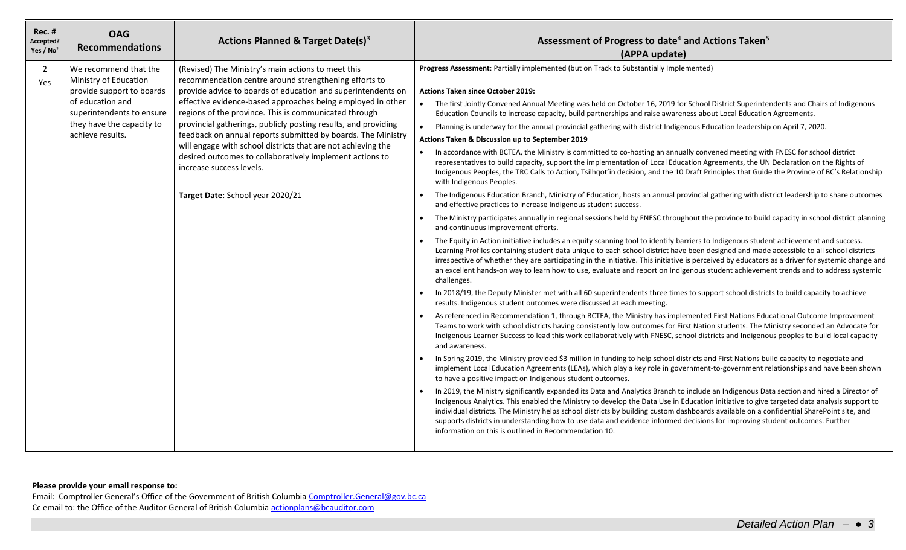| Rec. # Accepted? Yes / No[2] | OAG Recommendations | Actions Planned & Target Date(s)[3] | Assessment of Progress to date[4] and Actions Taken[5] (APPA update) |
|---|---|---|---|
| 2 Yes | We recommend that the Ministry of Education provide support to boards of education and superintendents to ensure they have the capacity to achieve results. | (Revised) The Ministry's main actions to meet this recommendation centre around strengthening efforts to provide advice to boards of education and superintendents on effective evidence-based approaches being employed in other regions of the province. This is communicated through provincial gatherings, publicly posting results, and providing feedback on annual reports submitted by boards. The Ministry will engage with school districts that are not achieving the desired outcomes to collaboratively implement actions to increase success levels.<br><br>**Target Date**: School year 2020/21 | **Progress Assessment**: Partially implemented (but on Track to Substantially Implemented)<br><br>**Actions Taken since October 2019:**<br>• The first Jointly Convened Annual Meeting was held on October 16, 2019 for School District Superintendents and Chairs of Indigenous Education Councils to increase capacity, build partnerships and raise awareness about Local Education Agreements.<br>• Planning is underway for the annual provincial gathering with district Indigenous Education leadership on April 7, 2020.<br>**Actions Taken & Discussion up to September 2019**<br>• In accordance with BCTEA, the Ministry is committed to co-hosting an annually convened meeting with FNESC for school district representatives to build capacity, support the implementation of Local Education Agreements, the UN Declaration on the Rights of Indigenous Peoples, the TRC Calls to Action, Tsilhqot'in decision, and the 10 Draft Principles that Guide the Province of BC's Relationship with Indigenous Peoples.<br>• The Indigenous Education Branch, Ministry of Education, hosts an annual provincial gathering with district leadership to share outcomes and effective practices to increase Indigenous student success.<br>• The Ministry participates annually in regional sessions held by FNESC throughout the province to build capacity in school district planning and continuous improvement efforts.<br>• The Equity in Action initiative includes an equity scanning tool to identify barriers to Indigenous student achievement and success. Learning Profiles containing student data unique to each school district have been designed and made accessible to all school districts irrespective of whether they are participating in the initiative. This initiative is perceived by educators as a driver for systemic change and an excellent hands-on way to learn how to use, evaluate and report on Indigenous student achievement trends and to address systemic challenges.<br>• In 2018/19, the Deputy Minister met with all 60 superintendents three times to support school districts to build capacity to achieve results. Indigenous student outcomes were discussed at each meeting.<br>• As referenced in Recommendation 1, through BCTEA, the Ministry has implemented First Nations Educational Outcome Improvement Teams to work with school districts having consistently low outcomes for First Nation students. The Ministry seconded an Advocate for Indigenous Learner Success to lead this work collaboratively with FNESC, school districts and Indigenous peoples to build local capacity and awareness.<br>• In Spring 2019, the Ministry provided $3 million in funding to help school districts and First Nations build capacity to negotiate and implement Local Education Agreements (LEAs), which play a key role in government-to-government relationships and have been shown to have a positive impact on Indigenous student outcomes.<br>• In 2019, the Ministry significantly expanded its Data and Analytics Branch to include an Indigenous Data section and hired a Director of Indigenous Analytics. This enabled the Ministry to develop the Data Use in Education initiative to give targeted data analysis support to individual districts. The Ministry helps school districts by building custom dashboards available on a confidential SharePoint site, and supports districts in understanding how to use data and evidence informed decisions for improving student outcomes. Further information on this is outlined in Recommendation 10. |

**Please provide your email response to:**

Email: Comptroller General's Office of the Government of British Columbia Comptroller.General@gov.bc.ca
Cc email to: the Office of the Auditor General of British Columbia actionplans@bcauditor.com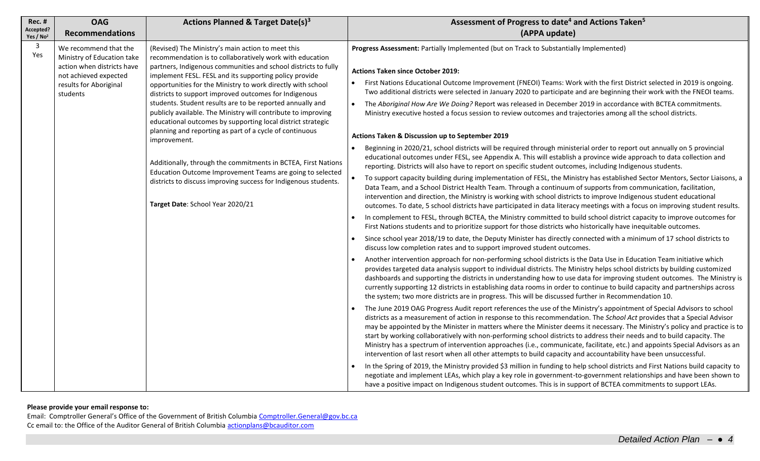| Rec. # Accepted? Yes / No[2] | OAG Recommendations | Actions Planned & Target Date(s)[3] | Assessment of Progress to date[4] and Actions Taken[5] (APPA update) |
|---|---|---|---|
| 3 Yes | We recommend that the Ministry of Education take action when districts have not achieved expected results for Aboriginal students | (Revised) The Ministry's main action to meet this recommendation is to collaboratively work with education partners, Indigenous communities and school districts to fully implement FESL. FESL and its supporting policy provide opportunities for the Ministry to work directly with school districts to support improved outcomes for Indigenous students. Student results are to be reported annually and publicly available. The Ministry will contribute to improving educational outcomes by supporting local district strategic planning and reporting as part of a cycle of continuous improvement.<br><br>Additionally, through the commitments in BCTEA, First Nations Education Outcome Improvement Teams are going to selected districts to discuss improving success for Indigenous students.<br><br>**Target Date**: School Year 2020/21 | **Progress Assessment:** Partially Implemented (but on Track to Substantially Implemented)<br><br>**Actions Taken since October 2019:**<br>• First Nations Educational Outcome Improvement (FNEOI) Teams: Work with the first District selected in 2019 is ongoing. Two additional districts were selected in January 2020 to participate and are beginning their work with the FNEOI teams.<br>• The *Aboriginal How Are We Doing?* Report was released in December 2019 in accordance with BCTEA commitments. Ministry executive hosted a focus session to review outcomes and trajectories among all the school districts.<br><br>**Actions Taken & Discussion up to September 2019**<br>• Beginning in 2020/21, school districts will be required through ministerial order to report out annually on 5 provincial educational outcomes under FESL, see Appendix A. This will establish a province wide approach to data collection and reporting. Districts will also have to report on specific student outcomes, including Indigenous students.<br>• To support capacity building during implementation of FESL, the Ministry has established Sector Mentors, Sector Liaisons, a Data Team, and a School District Health Team. Through a continuum of supports from communication, facilitation, intervention and direction, the Ministry is working with school districts to improve Indigenous student educational outcomes. To date, 5 school districts have participated in data literacy meetings with a focus on improving student results.<br>• In complement to FESL, through BCTEA, the Ministry committed to build school district capacity to improve outcomes for First Nations students and to prioritize support for those districts who historically have inequitable outcomes.<br>• Since school year 2018/19 to date, the Deputy Minister has directly connected with a minimum of 17 school districts to discuss low completion rates and to support improved student outcomes.<br>• Another intervention approach for non-performing school districts is the Data Use in Education Team initiative which provides targeted data analysis support to individual districts. The Ministry helps school districts by building customized dashboards and supporting the districts in understanding how to use data for improving student outcomes. The Ministry is currently supporting 12 districts in establishing data rooms in order to continue to build capacity and partnerships across the system; two more districts are in progress. This will be discussed further in Recommendation 10.<br>• The June 2019 OAG Progress Audit report references the use of the Ministry's appointment of Special Advisors to school districts as a measurement of action in response to this recommendation. The *School Act* provides that a Special Advisor may be appointed by the Minister in matters where the Minister deems it necessary. The Ministry's policy and practice is to start by working collaboratively with non-performing school districts to address their needs and to build capacity. The Ministry has a spectrum of intervention approaches (i.e., communicate, facilitate, etc.) and appoints Special Advisors as an intervention of last resort when all other attempts to build capacity and accountability have been unsuccessful.<br>• In the Spring of 2019, the Ministry provided $3 million in funding to help school districts and First Nations build capacity to negotiate and implement LEAs, which play a key role in government-to-government relationships and have been shown to have a positive impact on Indigenous student outcomes. This is in support of BCTEA commitments to support LEAs. |

**Please provide your email response to:**

Email: Comptroller General's Office of the Government of British Columbia Comptroller.General@gov.bc.ca
Cc email to: the Office of the Auditor General of British Columbia actionplans@bcauditor.com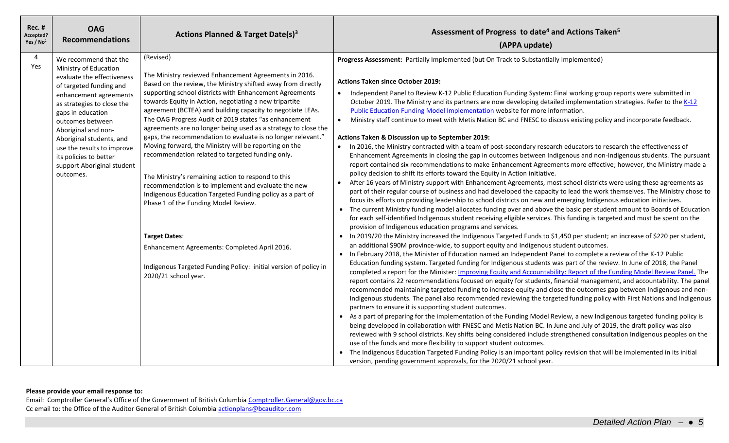| Rec. # Accepted? Yes / No[2] | OAG Recommendations | Actions Planned & Target Date(s)[3] | Assessment of Progress to date[4] and Actions Taken[5] (APPA update) |
| --- | --- | --- | --- |
| 4<br>Yes | We recommend that the Ministry of Education evaluate the effectiveness of targeted funding and enhancement agreements as strategies to close the gaps in education outcomes between Aboriginal and non-Aboriginal students, and use the results to improve its policies to better support Aboriginal student outcomes. | (Revised)<br><br>The Ministry reviewed Enhancement Agreements in 2016. Based on the review, the Ministry shifted away from directly supporting school districts with Enhancement Agreements towards Equity in Action, negotiating a new tripartite agreement (BCTEA) and building capacity to negotiate LEAs. The OAG Progress Audit of 2019 states "as enhancement agreements are no longer being used as a strategy to close the gaps, the recommendation to evaluate is no longer relevant." Moving forward, the Ministry will be reporting on the recommendation related to targeted funding only.<br><br>The Ministry's remaining action to respond to this recommendation is to implement and evaluate the new Indigenous Education Targeted Funding policy as a part of Phase 1 of the Funding Model Review.<br><br>**Target Dates**:<br><br>Enhancement Agreements: Completed April 2016.<br><br>Indigenous Targeted Funding Policy: initial version of policy in 2020/21 school year. | **Progress Assessment:** Partially Implemented (but On Track to Substantially Implemented)<br><br>**Actions Taken since October 2019:**<br>• Independent Panel to Review K-12 Public Education Funding System: Final working group reports were submitted in October 2019. The Ministry and its partners are now developing detailed implementation strategies. Refer to the K-12 Public Education Funding Model Implementation website for more information.<br>• Ministry staff continue to meet with Metis Nation BC and FNESC to discuss existing policy and incorporate feedback.<br><br>**Actions Taken & Discussion up to September 2019:**<br>• In 2016, the Ministry contracted with a team of post-secondary research educators to research the effectiveness of Enhancement Agreements in closing the gap in outcomes between Indigenous and non-Indigenous students. The pursuant report contained six recommendations to make Enhancement Agreements more effective; however, the Ministry made a policy decision to shift its efforts toward the Equity in Action initiative.<br>• After 16 years of Ministry support with Enhancement Agreements, most school districts were using these agreements as part of their regular course of business and had developed the capacity to lead the work themselves. The Ministry chose to focus its efforts on providing leadership to school districts on new and emerging Indigenous education initiatives.<br>• The current Ministry funding model allocates funding over and above the basic per student amount to Boards of Education for each self-identified Indigenous student receiving eligible services. This funding is targeted and must be spent on the provision of Indigenous education programs and services.<br>• In 2019/20 the Ministry increased the Indigenous Targeted Funds to $1,450 per student; an increase of $220 per student, an additional $90M province-wide, to support equity and Indigenous student outcomes.<br>• In February 2018, the Minister of Education named an Independent Panel to complete a review of the K-12 Public Education funding system. Targeted funding for Indigenous students was part of the review. In June of 2018, the Panel completed a report for the Minister: Improving Equity and Accountability: Report of the Funding Model Review Panel. The report contains 22 recommendations focused on equity for students, financial management, and accountability. The panel recommended maintaining targeted funding to increase equity and close the outcomes gap between Indigenous and non-Indigenous students. The panel also recommended reviewing the targeted funding policy with First Nations and Indigenous partners to ensure it is supporting student outcomes.<br>• As a part of preparing for the implementation of the Funding Model Review, a new Indigenous targeted funding policy is being developed in collaboration with FNESC and Metis Nation BC. In June and July of 2019, the draft policy was also reviewed with 9 school districts. Key shifts being considered include strengthened consultation Indigenous peoples on the use of the funds and more flexibility to support student outcomes.<br>• The Indigenous Education Targeted Funding Policy is an important policy revision that will be implemented in its initial version, pending government approvals, for the 2020/21 school year. |

**Please provide your email response to:**

Email: Comptroller General's Office of the Government of British Columbia Comptroller.General@gov.bc.ca
Cc email to: the Office of the Auditor General of British Columbia actionplans@bcauditor.com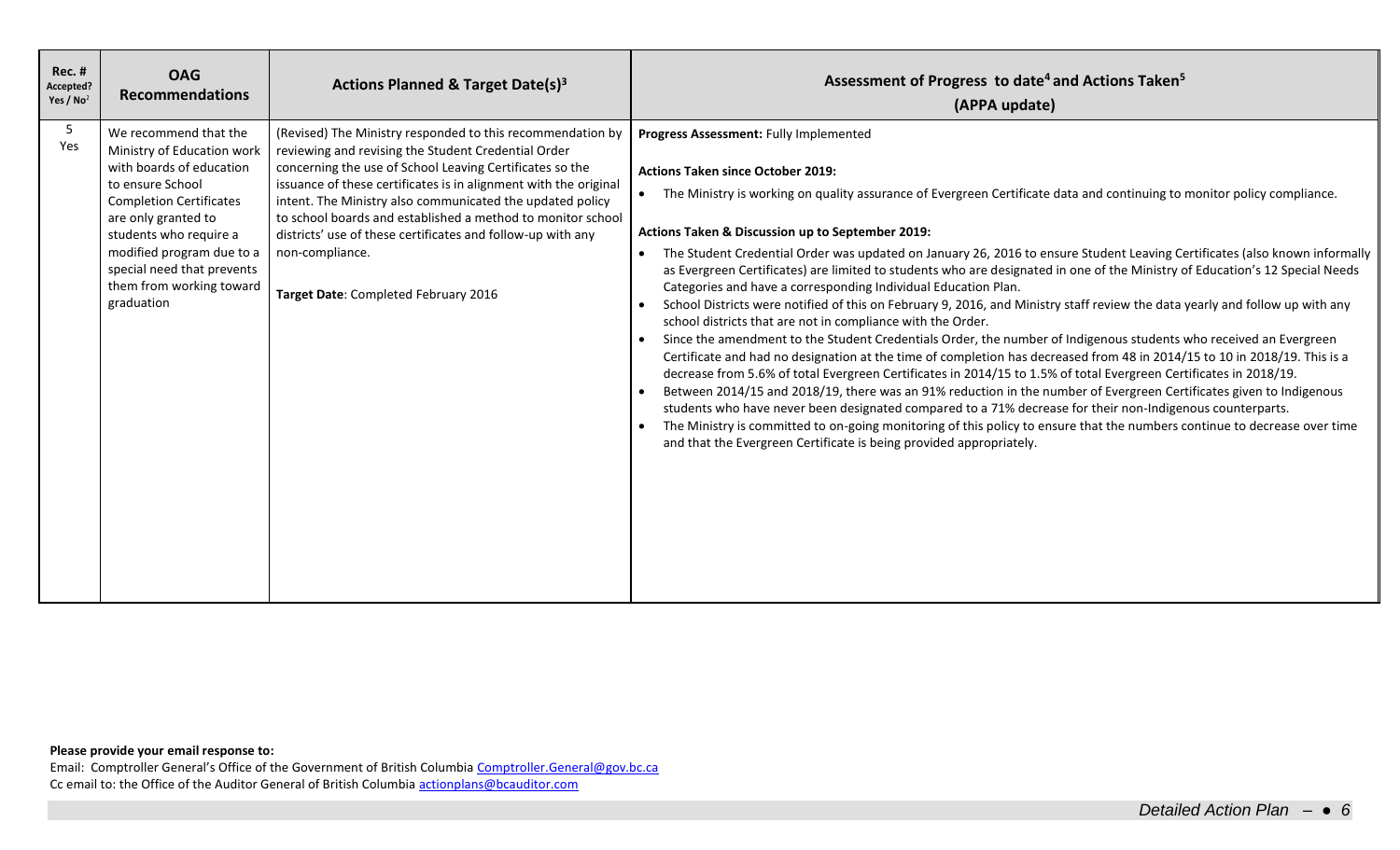| Rec. # Accepted? Yes / No[2] | OAG Recommendations | Actions Planned & Target Date(s)[3] | Assessment of Progress to date[4] and Actions Taken[5] (APPA update) |
|---|---|---|---|
| 5 Yes | We recommend that the Ministry of Education work with boards of education to ensure School Completion Certificates are only granted to students who require a modified program due to a special need that prevents them from working toward graduation | (Revised) The Ministry responded to this recommendation by reviewing and revising the Student Credential Order concerning the use of School Leaving Certificates so the issuance of these certificates is in alignment with the original intent. The Ministry also communicated the updated policy to school boards and established a method to monitor school districts' use of these certificates and follow-up with any non-compliance.<br><br>**Target Date**: Completed February 2016 | **Progress Assessment:** Fully Implemented<br><br>**Actions Taken since October 2019:**<br>• The Ministry is working on quality assurance of Evergreen Certificate data and continuing to monitor policy compliance.<br><br>**Actions Taken & Discussion up to September 2019:**<br>• The Student Credential Order was updated on January 26, 2016 to ensure Student Leaving Certificates (also known informally as Evergreen Certificates) are limited to students who are designated in one of the Ministry of Education's 12 Special Needs Categories and have a corresponding Individual Education Plan.<br>• School Districts were notified of this on February 9, 2016, and Ministry staff review the data yearly and follow up with any school districts that are not in compliance with the Order.<br>• Since the amendment to the Student Credentials Order, the number of Indigenous students who received an Evergreen Certificate and had no designation at the time of completion has decreased from 48 in 2014/15 to 10 in 2018/19. This is a decrease from 5.6% of total Evergreen Certificates in 2014/15 to 1.5% of total Evergreen Certificates in 2018/19.<br>• Between 2014/15 and 2018/19, there was an 91% reduction in the number of Evergreen Certificates given to Indigenous students who have never been designated compared to a 71% decrease for their non-Indigenous counterparts.<br>• The Ministry is committed to on-going monitoring of this policy to ensure that the numbers continue to decrease over time and that the Evergreen Certificate is being provided appropriately. |

**Please provide your email response to:**
Email: Comptroller General's Office of the Government of British Columbia Comptroller.General@gov.bc.ca
Cc email to: the Office of the Auditor General of British Columbia actionplans@bcauditor.com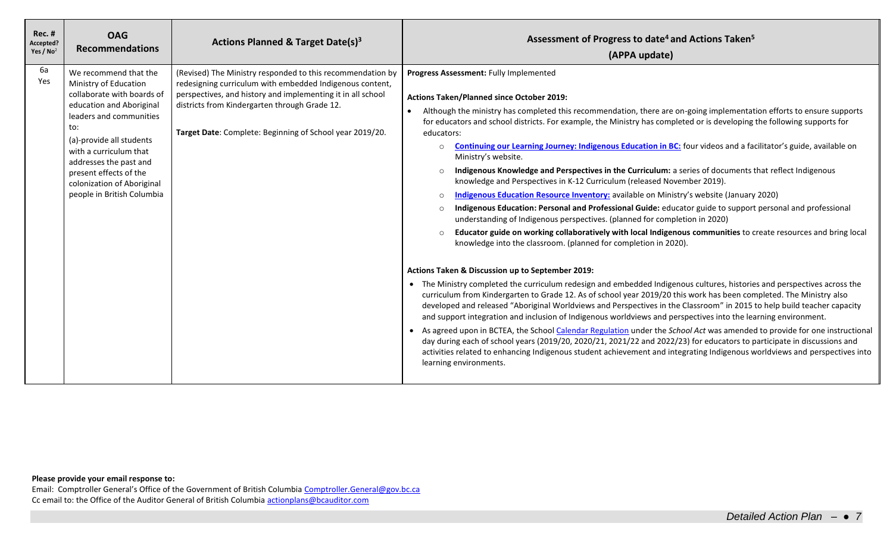| Rec. # Accepted? Yes / No[2] | OAG Recommendations | Actions Planned & Target Date(s)[3] | Assessment of Progress to date[4] and Actions Taken[5] (APPA update) |
|---|---|---|---|
| 6a Yes | We recommend that the Ministry of Education collaborate with boards of education and Aboriginal leaders and communities to:<br>(a)-provide all students with a curriculum that addresses the past and present effects of the colonization of Aboriginal people in British Columbia | (Revised) The Ministry responded to this recommendation by redesigning curriculum with embedded Indigenous content, perspectives, and history and implementing it in all school districts from Kindergarten through Grade 12.<br><br>**Target Date**: Complete: Beginning of School year 2019/20. | **Progress Assessment:** Fully Implemented<br><br>**Actions Taken/Planned since October 2019:**<br>• Although the ministry has completed this recommendation, there are on-going implementation efforts to ensure supports for educators and school districts. For example, the Ministry has completed or is developing the following supports for educators:<br>○ **Continuing our Learning Journey: Indigenous Education in BC:** four videos and a facilitator's guide, available on Ministry's website.<br>○ **Indigenous Knowledge and Perspectives in the Curriculum:** a series of documents that reflect Indigenous knowledge and Perspectives in K-12 Curriculum (released November 2019).<br>○ **Indigenous Education Resource Inventory:** available on Ministry's website (January 2020)<br>○ **Indigenous Education: Personal and Professional Guide:** educator guide to support personal and professional understanding of Indigenous perspectives. (planned for completion in 2020)<br>○ **Educator guide on working collaboratively with local Indigenous communities** to create resources and bring local knowledge into the classroom. (planned for completion in 2020).<br><br>**Actions Taken & Discussion up to September 2019:**<br>• The Ministry completed the curriculum redesign and embedded Indigenous cultures, histories and perspectives across the curriculum from Kindergarten to Grade 12. As of school year 2019/20 this work has been completed. The Ministry also developed and released "Aboriginal Worldviews and Perspectives in the Classroom" in 2015 to help build teacher capacity and support integration and inclusion of Indigenous worldviews and perspectives into the learning environment.<br>• As agreed upon in BCTEA, the School Calendar Regulation under the *School Act* was amended to provide for one instructional day during each of school years (2019/20, 2020/21, 2021/22 and 2022/23) for educators to participate in discussions and activities related to enhancing Indigenous student achievement and integrating Indigenous worldviews and perspectives into learning environments. |

**Please provide your email response to:**
Email: Comptroller General's Office of the Government of British Columbia Comptroller.General@gov.bc.ca
Cc email to: the Office of the Auditor General of British Columbia actionplans@bcauditor.com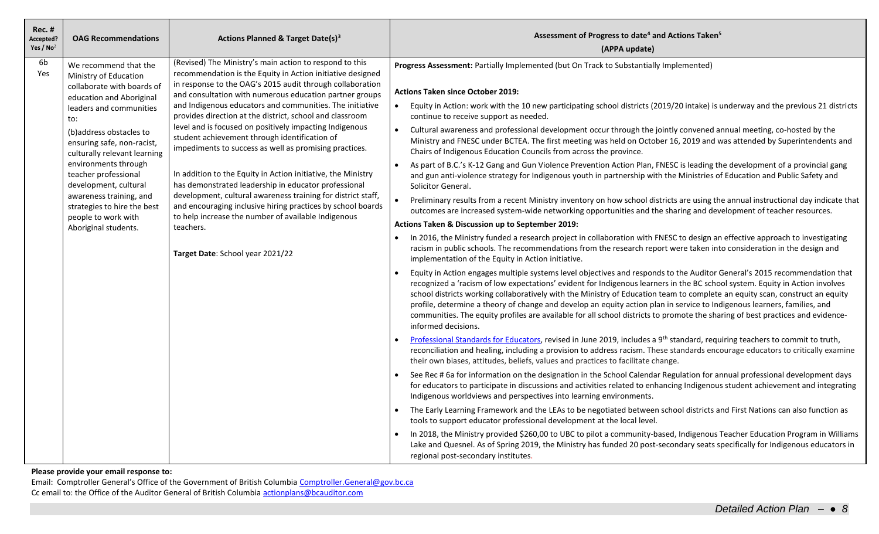| Rec. # Accepted? Yes / No[2] | OAG Recommendations | Actions Planned & Target Date(s)[3] | Assessment of Progress to date[4] and Actions Taken[5] (APPA update) |
|---|---|---|---|
| 6b Yes | We recommend that the Ministry of Education collaborate with boards of education and Aboriginal leaders and communities to:<br><br>(b)address obstacles to ensuring safe, non-racist, culturally relevant learning environments through teacher professional development, cultural awareness training, and strategies to hire the best people to work with Aboriginal students. | (Revised) The Ministry's main action to respond to this recommendation is the Equity in Action initiative designed in response to the OAG's 2015 audit through collaboration and consultation with numerous education partner groups and Indigenous educators and communities. The initiative provides direction at the district, school and classroom level and is focused on positively impacting Indigenous student achievement through identification of impediments to success as well as promising practices.<br><br>In addition to the Equity in Action initiative, the Ministry has demonstrated leadership in educator professional development, cultural awareness training for district staff, and encouraging inclusive hiring practices by school boards to help increase the number of available Indigenous teachers.<br><br>**Target Date**: School year 2021/22 | **Progress Assessment:** Partially Implemented (but On Track to Substantially Implemented)<br><br>**Actions Taken since October 2019:**<br>• Equity in Action: work with the 10 new participating school districts (2019/20 intake) is underway and the previous 21 districts continue to receive support as needed.<br>• Cultural awareness and professional development occur through the jointly convened annual meeting, co-hosted by the Ministry and FNESC under BCTEA. The first meeting was held on October 16, 2019 and was attended by Superintendents and Chairs of Indigenous Education Councils from across the province.<br>• As part of B.C.'s K-12 Gang and Gun Violence Prevention Action Plan, FNESC is leading the development of a provincial gang and gun anti-violence strategy for Indigenous youth in partnership with the Ministries of Education and Public Safety and Solicitor General.<br>• Preliminary results from a recent Ministry inventory on how school districts are using the annual instructional day indicate that outcomes are increased system-wide networking opportunities and the sharing and development of teacher resources.<br><br>**Actions Taken & Discussion up to September 2019:**<br>• In 2016, the Ministry funded a research project in collaboration with FNESC to design an effective approach to investigating racism in public schools. The recommendations from the research report were taken into consideration in the design and implementation of the Equity in Action initiative.<br>• Equity in Action engages multiple systems level objectives and responds to the Auditor General's 2015 recommendation that recognized a 'racism of low expectations' evident for Indigenous learners in the BC school system. Equity in Action involves school districts working collaboratively with the Ministry of Education team to complete an equity scan, construct an equity profile, determine a theory of change and develop an equity action plan in service to Indigenous learners, families, and communities. The equity profiles are available for all school districts to promote the sharing of best practices and evidence-informed decisions.<br>• Professional Standards for Educators, revised in June 2019, includes a 9th standard, requiring teachers to commit to truth, reconciliation and healing, including a provision to address racism. These standards encourage educators to critically examine their own biases, attitudes, beliefs, values and practices to facilitate change.<br>• See Rec # 6a for information on the designation in the School Calendar Regulation for annual professional development days for educators to participate in discussions and activities related to enhancing Indigenous student achievement and integrating Indigenous worldviews and perspectives into learning environments.<br>• The Early Learning Framework and the LEAs to be negotiated between school districts and First Nations can also function as tools to support educator professional development at the local level.<br>• In 2018, the Ministry provided $260,00 to UBC to pilot a community-based, Indigenous Teacher Education Program in Williams Lake and Quesnel. As of Spring 2019, the Ministry has funded 20 post-secondary seats specifically for Indigenous educators in regional post-secondary institutes. |

**Please provide your email response to:**

Email: Comptroller General's Office of the Government of British Columbia Comptroller.General@gov.bc.ca

Cc email to: the Office of the Auditor General of British Columbia actionplans@bcauditor.com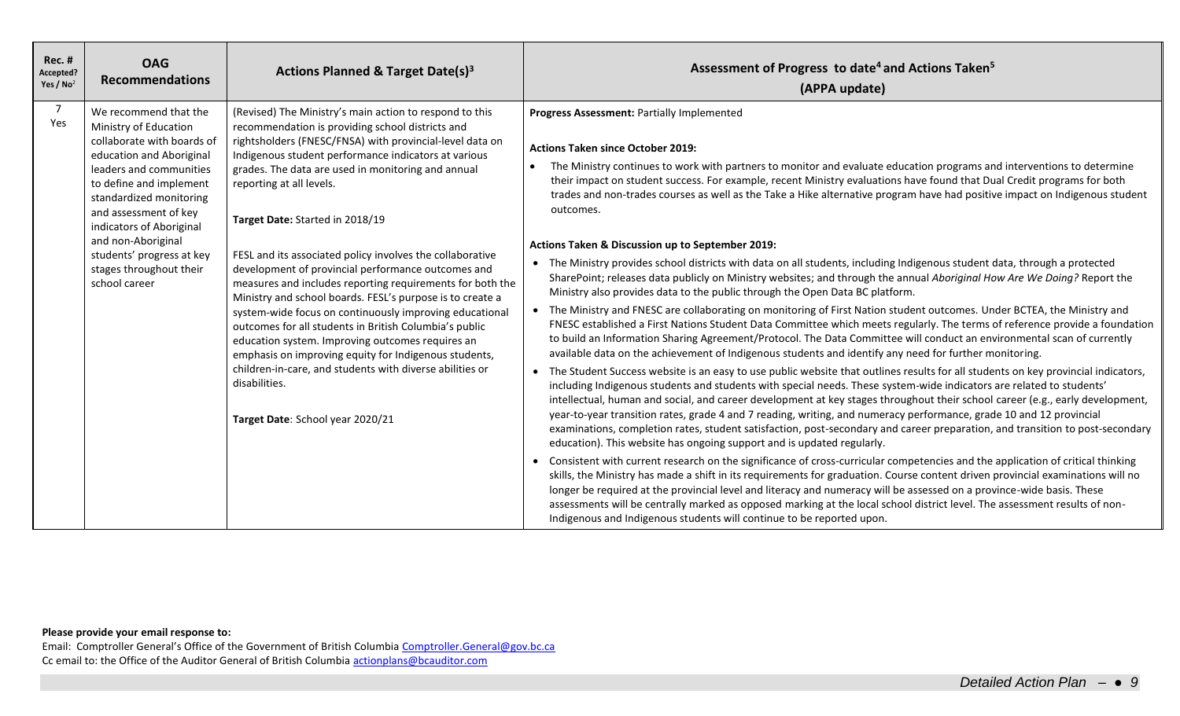| Rec. # Accepted? Yes / No[2] | OAG Recommendations | Actions Planned & Target Date(s)[3] | Assessment of Progress to date[4] and Actions Taken[5] (APPA update) |
|---|---|---|---|
| 7 Yes | We recommend that the Ministry of Education collaborate with boards of education and Aboriginal leaders and communities to define and implement standardized monitoring and assessment of key indicators of Aboriginal and non-Aboriginal students' progress at key stages throughout their school career | (Revised) The Ministry's main action to respond to this recommendation is providing school districts and rightsholders (FNESC/FNSA) with provincial-level data on Indigenous student performance indicators at various grades. The data are used in monitoring and annual reporting at all levels.<br><br>**Target Date:** Started in 2018/19<br><br>FESL and its associated policy involves the collaborative development of provincial performance outcomes and measures and includes reporting requirements for both the Ministry and school boards. FESL's purpose is to create a system-wide focus on continuously improving educational outcomes for all students in British Columbia's public education system. Improving outcomes requires an emphasis on improving equity for Indigenous students, children-in-care, and students with diverse abilities or disabilities.<br><br>**Target Date**: School year 2020/21 | **Progress Assessment:** Partially Implemented<br><br>**Actions Taken since October 2019:**<br>• The Ministry continues to work with partners to monitor and evaluate education programs and interventions to determine their impact on student success. For example, recent Ministry evaluations have found that Dual Credit programs for both trades and non-trades courses as well as the Take a Hike alternative program have had positive impact on Indigenous student outcomes.<br><br>**Actions Taken & Discussion up to September 2019:**<br>• The Ministry provides school districts with data on all students, including Indigenous student data, through a protected SharePoint; releases data publicly on Ministry websites; and through the annual *Aboriginal How Are We Doing?* Report the Ministry also provides data to the public through the Open Data BC platform.<br>• The Ministry and FNESC are collaborating on monitoring of First Nation student outcomes. Under BCTEA, the Ministry and FNESC established a First Nations Student Data Committee which meets regularly. The terms of reference provide a foundation to build an Information Sharing Agreement/Protocol. The Data Committee will conduct an environmental scan of currently available data on the achievement of Indigenous students and identify any need for further monitoring.<br>• The Student Success website is an easy to use public website that outlines results for all students on key provincial indicators, including Indigenous students and students with special needs. These system-wide indicators are related to students' intellectual, human and social, and career development at key stages throughout their school career (e.g., early development, year-to-year transition rates, grade 4 and 7 reading, writing, and numeracy performance, grade 10 and 12 provincial examinations, completion rates, student satisfaction, post-secondary and career preparation, and transition to post-secondary education). This website has ongoing support and is updated regularly.<br>• Consistent with current research on the significance of cross-curricular competencies and the application of critical thinking skills, the Ministry has made a shift in its requirements for graduation. Course content driven provincial examinations will no longer be required at the provincial level and literacy and numeracy will be assessed on a province-wide basis. These assessments will be centrally marked as opposed marking at the local school district level. The assessment results of non-Indigenous and Indigenous students will continue to be reported upon. |

**Please provide your email response to:**

Email: Comptroller General's Office of the Government of British Columbia Comptroller.General@gov.bc.ca
Cc email to: the Office of the Auditor General of British Columbia actionplans@bcauditor.com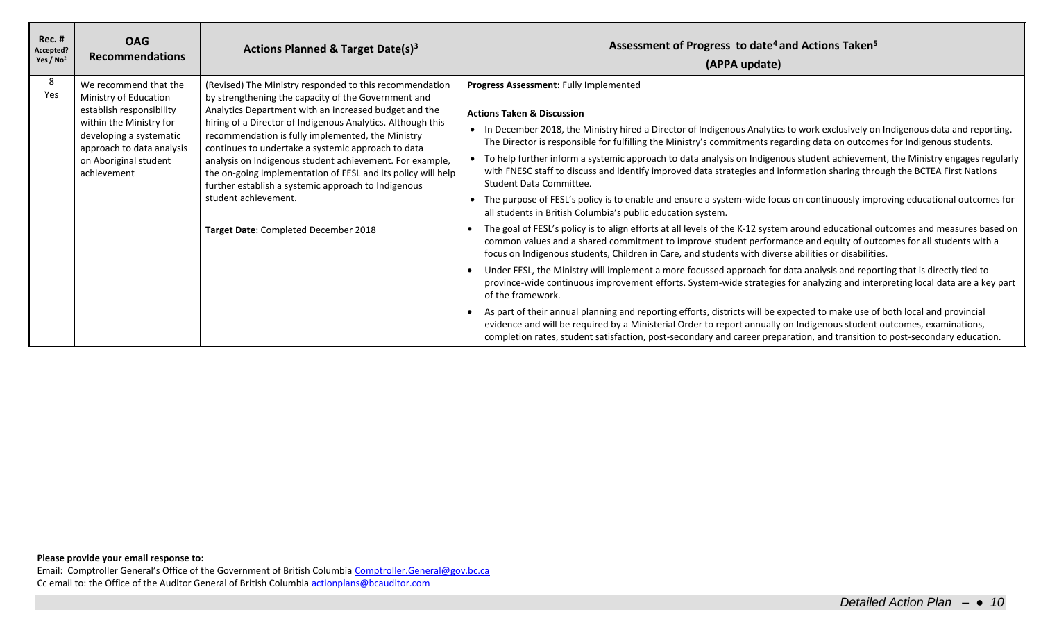| Rec. # Accepted? Yes / No[2] | OAG Recommendations | Actions Planned & Target Date(s)[3] | Assessment of Progress to date[4] and Actions Taken[5] (APPA update) |
|---|---|---|---|
| 8 Yes | We recommend that the Ministry of Education establish responsibility within the Ministry for developing a systematic approach to data analysis on Aboriginal student achievement | (Revised) The Ministry responded to this recommendation by strengthening the capacity of the Government and Analytics Department with an increased budget and the hiring of a Director of Indigenous Analytics. Although this recommendation is fully implemented, the Ministry continues to undertake a systemic approach to data analysis on Indigenous student achievement. For example, the on-going implementation of FESL and its policy will help further establish a systemic approach to Indigenous student achievement.<br><br>**Target Date**: Completed December 2018 | **Progress Assessment:** Fully Implemented<br><br>**Actions Taken & Discussion**<br>• In December 2018, the Ministry hired a Director of Indigenous Analytics to work exclusively on Indigenous data and reporting. The Director is responsible for fulfilling the Ministry's commitments regarding data on outcomes for Indigenous students.<br>• To help further inform a systemic approach to data analysis on Indigenous student achievement, the Ministry engages regularly with FNESC staff to discuss and identify improved data strategies and information sharing through the BCTEA First Nations Student Data Committee.<br>• The purpose of FESL's policy is to enable and ensure a system-wide focus on continuously improving educational outcomes for all students in British Columbia's public education system.<br>• The goal of FESL's policy is to align efforts at all levels of the K-12 system around educational outcomes and measures based on common values and a shared commitment to improve student performance and equity of outcomes for all students with a focus on Indigenous students, Children in Care, and students with diverse abilities or disabilities.<br>• Under FESL, the Ministry will implement a more focussed approach for data analysis and reporting that is directly tied to province-wide continuous improvement efforts. System-wide strategies for analyzing and interpreting local data are a key part of the framework.<br>• As part of their annual planning and reporting efforts, districts will be expected to make use of both local and provincial evidence and will be required by a Ministerial Order to report annually on Indigenous student outcomes, examinations, completion rates, student satisfaction, post-secondary and career preparation, and transition to post-secondary education. |

**Please provide your email response to:**
Email: Comptroller General's Office of the Government of British Columbia Comptroller.General@gov.bc.ca
Cc email to: the Office of the Auditor General of British Columbia actionplans@bcauditor.com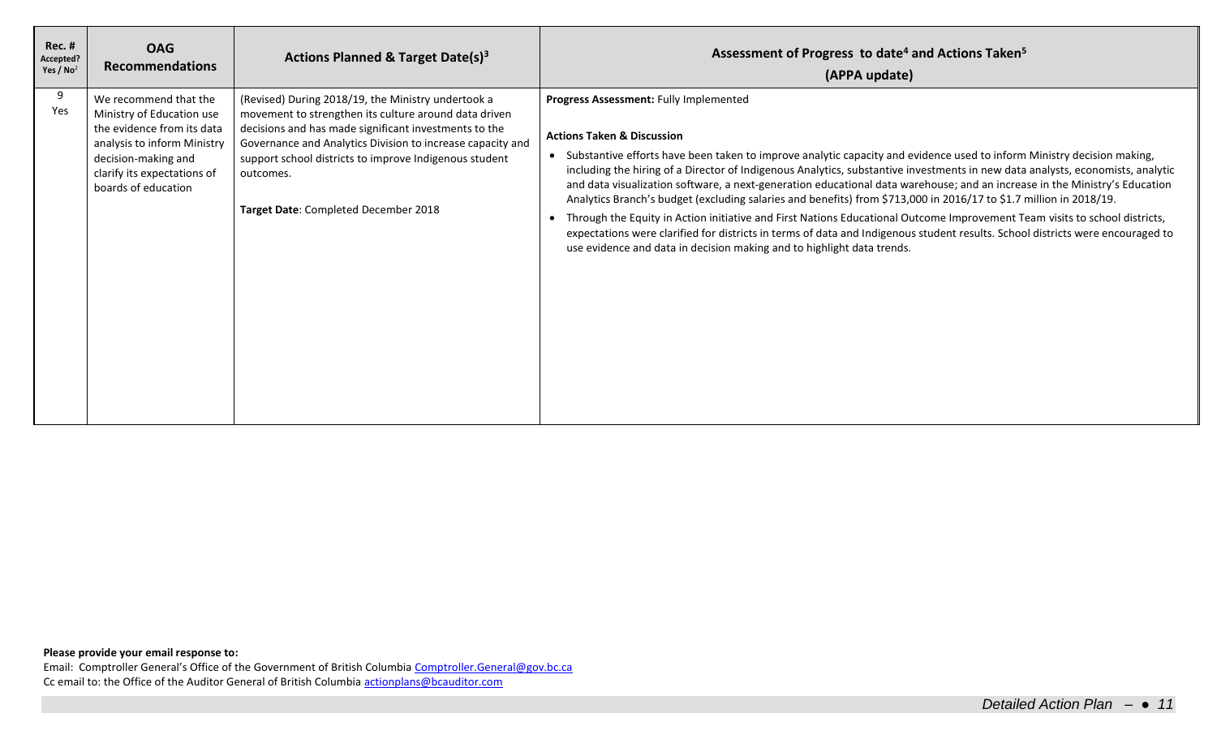| Rec. # Accepted? Yes / No[2] | OAG Recommendations | Actions Planned & Target Date(s)[3] | Assessment of Progress to date[4] and Actions Taken[5] (APPA update) |
|---|---|---|---|
| 9 Yes | We recommend that the Ministry of Education use the evidence from its data analysis to inform Ministry decision-making and clarify its expectations of boards of education | (Revised) During 2018/19, the Ministry undertook a movement to strengthen its culture around data driven decisions and has made significant investments to the Governance and Analytics Division to increase capacity and support school districts to improve Indigenous student outcomes.<br><br>**Target Date**: Completed December 2018 | **Progress Assessment:** Fully Implemented<br><br>**Actions Taken & Discussion**<br><br>• Substantive efforts have been taken to improve analytic capacity and evidence used to inform Ministry decision making, including the hiring of a Director of Indigenous Analytics, substantive investments in new data analysts, economists, analytic and data visualization software, a next-generation educational data warehouse; and an increase in the Ministry's Education Analytics Branch's budget (excluding salaries and benefits) from $713,000 in 2016/17 to $1.7 million in 2018/19.<br><br>• Through the Equity in Action initiative and First Nations Educational Outcome Improvement Team visits to school districts, expectations were clarified for districts in terms of data and Indigenous student results. School districts were encouraged to use evidence and data in decision making and to highlight data trends. |

**Please provide your email response to:**

Email: Comptroller General's Office of the Government of British Columbia Comptroller.General@gov.bc.ca

Cc email to: the Office of the Auditor General of British Columbia actionplans@bcauditor.com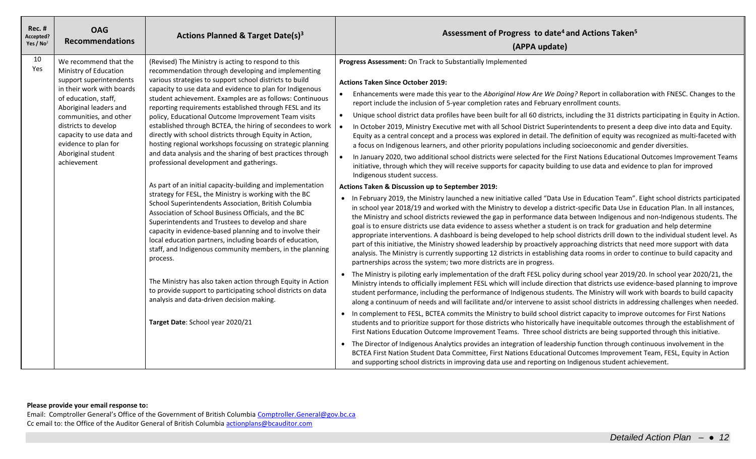| Rec. # Accepted? Yes / No[2] | OAG Recommendations | Actions Planned & Target Date(s)[3] | Assessment of Progress to date[4] and Actions Taken[5] (APPA update) |
|---|---|---|---|
| 10 Yes | We recommend that the Ministry of Education support superintendents in their work with boards of education, staff, Aboriginal leaders and communities, and other districts to develop capacity to use data and evidence to plan for Aboriginal student achievement | (Revised) The Ministry is acting to respond to this recommendation through developing and implementing various strategies to support school districts to build capacity to use data and evidence to plan for Indigenous student achievement. Examples are as follows: Continuous reporting requirements established through FESL and its policy, Educational Outcome Improvement Team visits established through BCTEA, the hiring of secondees to work directly with school districts through Equity in Action, hosting regional workshops focussing on strategic planning and data analysis and the sharing of best practices through professional development and gatherings.<br><br>As part of an initial capacity-building and implementation strategy for FESL, the Ministry is working with the BC School Superintendents Association, British Columbia Association of School Business Officials, and the BC Superintendents and Trustees to develop and share capacity in evidence-based planning and to involve their local education partners, including boards of education, staff, and Indigenous community members, in the planning process.<br><br>The Ministry has also taken action through Equity in Action to provide support to participating school districts on data analysis and data-driven decision making.<br><br>**Target Date**: School year 2020/21 | **Progress Assessment:** On Track to Substantially Implemented<br><br>**Actions Taken Since October 2019:**<br>• Enhancements were made this year to the *Aboriginal How Are We Doing?* Report in collaboration with FNESC. Changes to the report include the inclusion of 5-year completion rates and February enrollment counts.<br>• Unique school district data profiles have been built for all 60 districts, including the 31 districts participating in Equity in Action.<br>• In October 2019, Ministry Executive met with all School District Superintendents to present a deep dive into data and Equity. Equity as a central concept and a process was explored in detail. The definition of equity was recognized as multi-faceted with a focus on Indigenous learners, and other priority populations including socioeconomic and gender diversities.<br>• In January 2020, two additional school districts were selected for the First Nations Educational Outcomes Improvement Teams initiative, through which they will receive supports for capacity building to use data and evidence to plan for improved Indigenous student success.<br><br>**Actions Taken & Discussion up to September 2019:**<br>• In February 2019, the Ministry launched a new initiative called "Data Use in Education Team". Eight school districts participated in school year 2018/19 and worked with the Ministry to develop a district-specific Data Use in Education Plan. In all instances, the Ministry and school districts reviewed the gap in performance data between Indigenous and non-Indigenous students. The goal is to ensure districts use data evidence to assess whether a student is on track for graduation and help determine appropriate interventions. A dashboard is being developed to help school districts drill down to the individual student level. As part of this initiative, the Ministry showed leadership by proactively approaching districts that need more support with data analysis. The Ministry is currently supporting 12 districts in establishing data rooms in order to continue to build capacity and partnerships across the system; two more districts are in progress.<br>• The Ministry is piloting early implementation of the draft FESL policy during school year 2019/20. In school year 2020/21, the Ministry intends to officially implement FESL which will include direction that districts use evidence-based planning to improve student performance, including the performance of Indigenous students. The Ministry will work with boards to build capacity along a continuum of needs and will facilitate and/or intervene to assist school districts in addressing challenges when needed.<br>• In complement to FESL, BCTEA commits the Ministry to build school district capacity to improve outcomes for First Nations students and to prioritize support for those districts who historically have inequitable outcomes through the establishment of First Nations Education Outcome Improvement Teams. Three school districts are being supported through this initiative.<br>• The Director of Indigenous Analytics provides an integration of leadership function through continuous involvement in the BCTEA First Nation Student Data Committee, First Nations Educational Outcomes Improvement Team, FESL, Equity in Action and supporting school districts in improving data use and reporting on Indigenous student achievement. |

**Please provide your email response to:**
Email: Comptroller General's Office of the Government of British Columbia Comptroller.General@gov.bc.ca
Cc email to: the Office of the Auditor General of British Columbia actionplans@bcauditor.com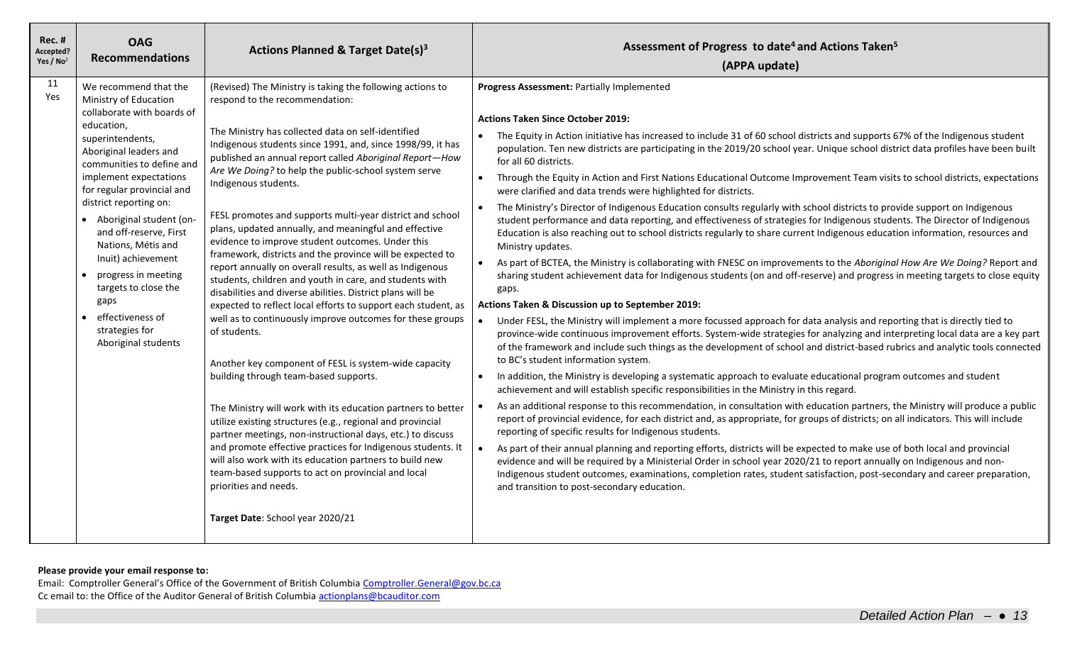| Rec. # Accepted? Yes / No[2] | OAG Recommendations | Actions Planned & Target Date(s)[3] | Assessment of Progress to date[4] and Actions Taken[5] (APPA update) |
|---|---|---|---|
| 11 Yes | We recommend that the Ministry of Education collaborate with boards of education, superintendents, Aboriginal leaders and communities to define and implement expectations for regular provincial and district reporting on:<br>• Aboriginal student (on- and off-reserve, First Nations, Métis and Inuit) achievement<br>• progress in meeting targets to close the gaps<br>• effectiveness of strategies for Aboriginal students | (Revised) The Ministry is taking the following actions to respond to the recommendation:<br><br>The Ministry has collected data on self-identified Indigenous students since 1991, and, since 1998/99, it has published an annual report called *Aboriginal Report—How Are We Doing?* to help the public-school system serve Indigenous students.<br><br>FESL promotes and supports multi-year district and school plans, updated annually, and meaningful and effective evidence to improve student outcomes. Under this framework, districts and the province will be expected to report annually on overall results, as well as Indigenous students, children and youth in care, and students with disabilities and diverse abilities. District plans will be expected to reflect local efforts to support each student, as well as to continuously improve outcomes for these groups of students.<br><br>Another key component of FESL is system-wide capacity building through team-based supports.<br><br>The Ministry will work with its education partners to better utilize existing structures (e.g., regional and provincial partner meetings, non-instructional days, etc.) to discuss and promote effective practices for Indigenous students. It will also work with its education partners to build new team-based supports to act on provincial and local priorities and needs.<br><br>**Target Date**: School year 2020/21 | **Progress Assessment:** Partially Implemented<br><br>**Actions Taken Since October 2019:**<br>• The Equity in Action initiative has increased to include 31 of 60 school districts and supports 67% of the Indigenous student population. Ten new districts are participating in the 2019/20 school year. Unique school district data profiles have been built for all 60 districts.<br>• Through the Equity in Action and First Nations Educational Outcome Improvement Team visits to school districts, expectations were clarified and data trends were highlighted for districts.<br>• The Ministry's Director of Indigenous Education consults regularly with school districts to provide support on Indigenous student performance and data reporting, and effectiveness of strategies for Indigenous students. The Director of Indigenous Education is also reaching out to school districts regularly to share current Indigenous education information, resources and Ministry updates.<br>• As part of BCTEA, the Ministry is collaborating with FNESC on improvements to the *Aboriginal How Are We Doing?* Report and sharing student achievement data for Indigenous students (on and off-reserve) and progress in meeting targets to close equity gaps.<br><br>**Actions Taken & Discussion up to September 2019:**<br>• Under FESL, the Ministry will implement a more focussed approach for data analysis and reporting that is directly tied to province-wide continuous improvement efforts. System-wide strategies for analyzing and interpreting local data are a key part of the framework and include such things as the development of school and district-based rubrics and analytic tools connected to BC's student information system.<br>• In addition, the Ministry is developing a systematic approach to evaluate educational program outcomes and student achievement and will establish specific responsibilities in the Ministry in this regard.<br>• As an additional response to this recommendation, in consultation with education partners, the Ministry will produce a public report of provincial evidence, for each district and, as appropriate, for groups of districts; on all indicators. This will include reporting of specific results for Indigenous students.<br>• As part of their annual planning and reporting efforts, districts will be expected to make use of both local and provincial evidence and will be required by a Ministerial Order in school year 2020/21 to report annually on Indigenous and non-Indigenous student outcomes, examinations, completion rates, student satisfaction, post-secondary and career preparation, and transition to post-secondary education. |

**Please provide your email response to:**

Email: Comptroller General's Office of the Government of British Columbia Comptroller.General@gov.bc.ca
Cc email to: the Office of the Auditor General of British Columbia actionplans@bcauditor.com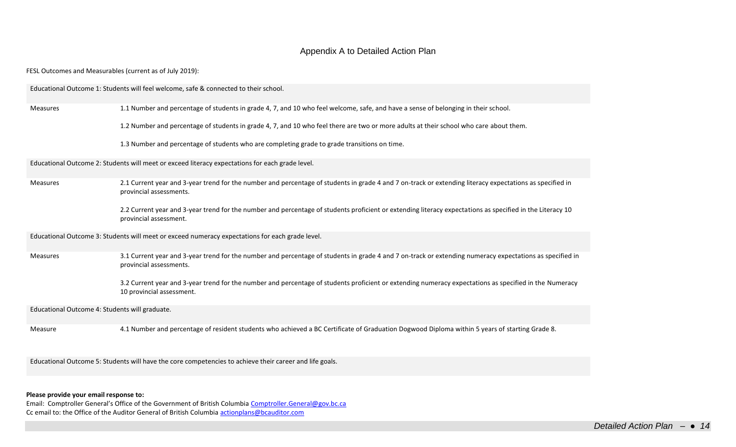# Appendix A to Detailed Action Plan

FESL Outcomes and Measurables (current as of July 2019):

| | |
|---|---|
| Educational Outcome 1: Students will feel welcome, safe & connected to their school. | |
| Measures | 1.1 Number and percentage of students in grade 4, 7, and 10 who feel welcome, safe, and have a sense of belonging in their school. |
| | 1.2 Number and percentage of students in grade 4, 7, and 10 who feel there are two or more adults at their school who care about them. |
| | 1.3 Number and percentage of students who are completing grade to grade transitions on time. |
| Educational Outcome 2: Students will meet or exceed literacy expectations for each grade level. | |
| Measures | 2.1 Current year and 3-year trend for the number and percentage of students in grade 4 and 7 on-track or extending literacy expectations as specified in provincial assessments. |
| | 2.2 Current year and 3-year trend for the number and percentage of students proficient or extending literacy expectations as specified in the Literacy 10 provincial assessment. |
| Educational Outcome 3: Students will meet or exceed numeracy expectations for each grade level. | |
| Measures | 3.1 Current year and 3-year trend for the number and percentage of students in grade 4 and 7 on-track or extending numeracy expectations as specified in provincial assessments. |
| | 3.2 Current year and 3-year trend for the number and percentage of students proficient or extending numeracy expectations as specified in the Numeracy 10 provincial assessment. |
| Educational Outcome 4: Students will graduate. | |
| Measure | 4.1 Number and percentage of resident students who achieved a BC Certificate of Graduation Dogwood Diploma within 5 years of starting Grade 8. |
| Educational Outcome 5: Students will have the core competencies to achieve their career and life goals. | |

**Please provide your email response to:**
Email: Comptroller General's Office of the Government of British Columbia Comptroller.General@gov.bc.ca
Cc email to: the Office of the Auditor General of British Columbia actionplans@bcauditor.com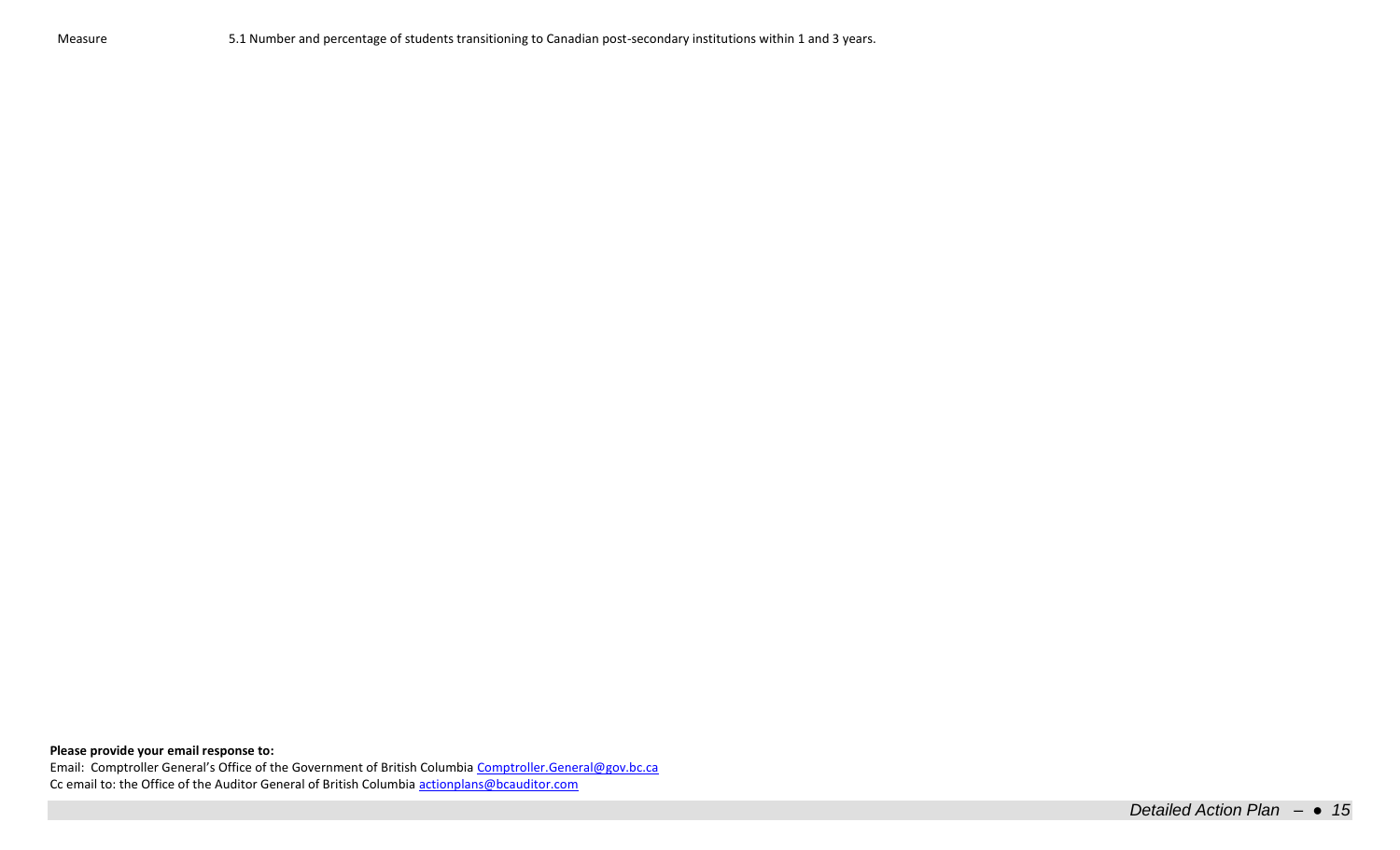| | |
|---|---|
| Measure | 5.1 Number and percentage of students transitioning to Canadian post-secondary institutions within 1 and 3 years. |

**Please provide your email response to:**

Email: Comptroller General's Office of the Government of British Columbia Comptroller.General@gov.bc.ca

Cc email to: the Office of the Auditor General of British Columbia actionplans@bcauditor.com